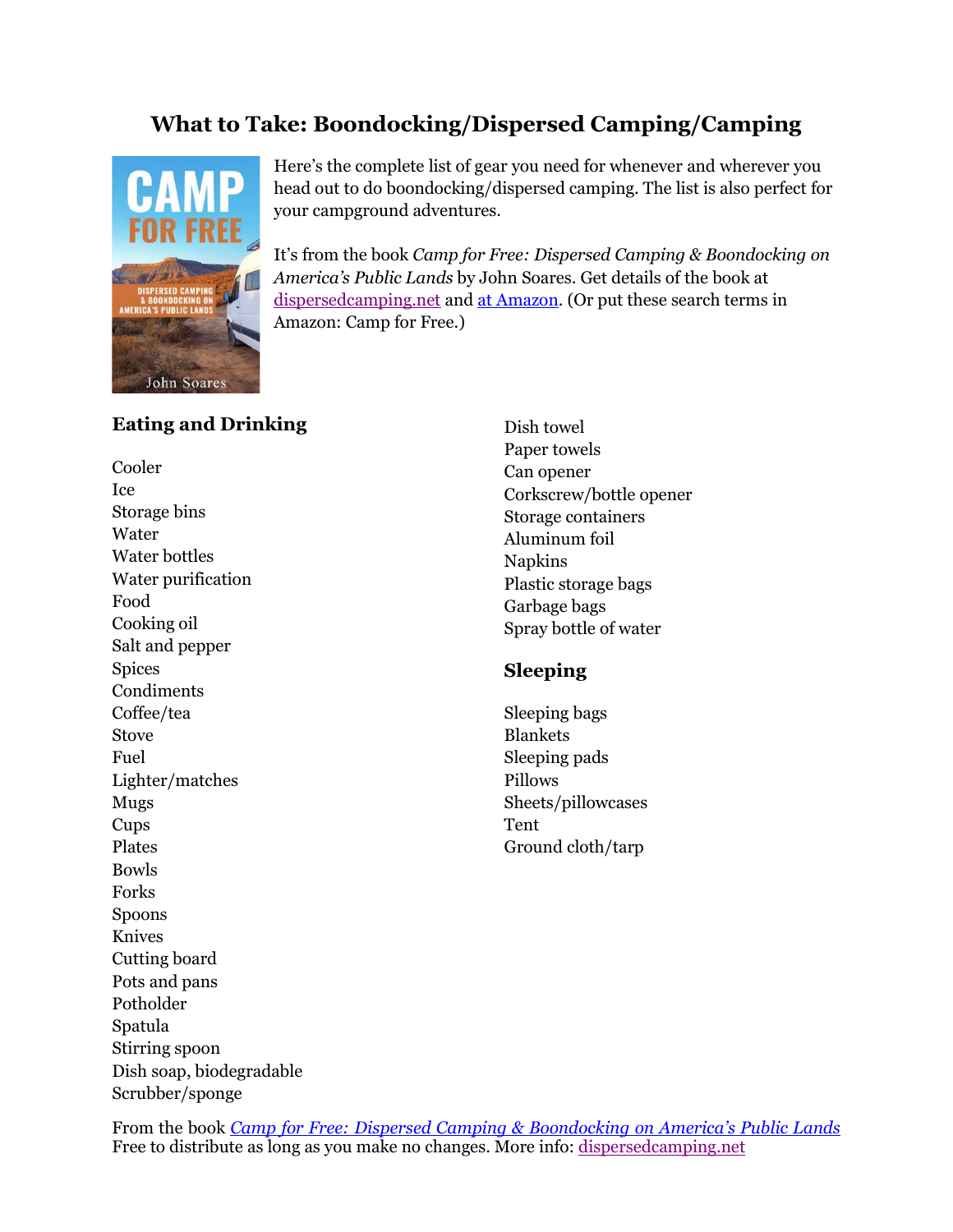# What to Take: Boondocking/Dispersed Camping/Camping

Here's the complete list of gear you need for whenever and wherever you head out to do boondocking/dispersed camping. The list is also perfect for your campground adventures.

It's from the book *Camp for Free: Dispersed Camping & Boondocking on America's Public Lands* by John Soares. Get details of the book at dispersedcamping.net and at Amazon. (Or put these search terms in Amazon: Camp for Free.)

## Eating and Drinking

Cooler
Ice
Storage bins
Water
Water bottles
Water purification
Food
Cooking oil
Salt and pepper
Spices
Condiments
Coffee/tea
Stove
Fuel
Lighter/matches
Mugs
Cups
Plates
Bowls
Forks
Spoons
Knives
Cutting board
Pots and pans
Potholder
Spatula
Stirring spoon
Dish soap, biodegradable
Scrubber/sponge
Dish towel
Paper towels
Can opener
Corkscrew/bottle opener
Storage containers
Aluminum foil
Napkins
Plastic storage bags
Garbage bags
Spray bottle of water

## Sleeping

Sleeping bags
Blankets
Sleeping pads
Pillows
Sheets/pillowcases
Tent
Ground cloth/tarp

From the book *Camp for Free: Dispersed Camping & Boondocking on America's Public Lands*
Free to distribute as long as you make no changes. More info: dispersedcamping.net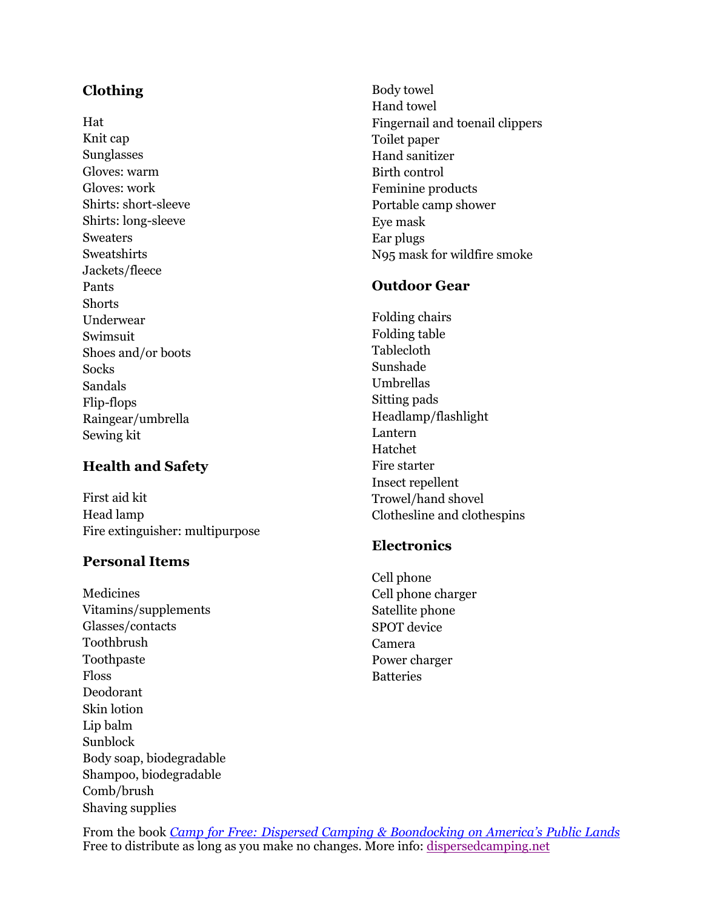## Clothing

Hat
Knit cap
Sunglasses
Gloves: warm
Gloves: work
Shirts: short-sleeve
Shirts: long-sleeve
Sweaters
Sweatshirts
Jackets/fleece
Pants
Shorts
Underwear
Swimsuit
Shoes and/or boots
Socks
Sandals
Flip-flops
Raingear/umbrella
Sewing kit

## Health and Safety

First aid kit
Head lamp
Fire extinguisher: multipurpose

## Personal Items

Medicines
Vitamins/supplements
Glasses/contacts
Toothbrush
Toothpaste
Floss
Deodorant
Skin lotion
Lip balm
Sunblock
Body soap, biodegradable
Shampoo, biodegradable
Comb/brush
Shaving supplies
Body towel
Hand towel
Fingernail and toenail clippers
Toilet paper
Hand sanitizer
Birth control
Feminine products
Portable camp shower
Eye mask
Ear plugs
N95 mask for wildfire smoke

## Outdoor Gear

Folding chairs
Folding table
Tablecloth
Sunshade
Umbrellas
Sitting pads
Headlamp/flashlight
Lantern
Hatchet
Fire starter
Insect repellent
Trowel/hand shovel
Clothesline and clothespins

## Electronics

Cell phone
Cell phone charger
Satellite phone
SPOT device
Camera
Power charger
Batteries

From the book *Camp for Free: Dispersed Camping & Boondocking on America's Public Lands*
Free to distribute as long as you make no changes. More info: dispersedcamping.net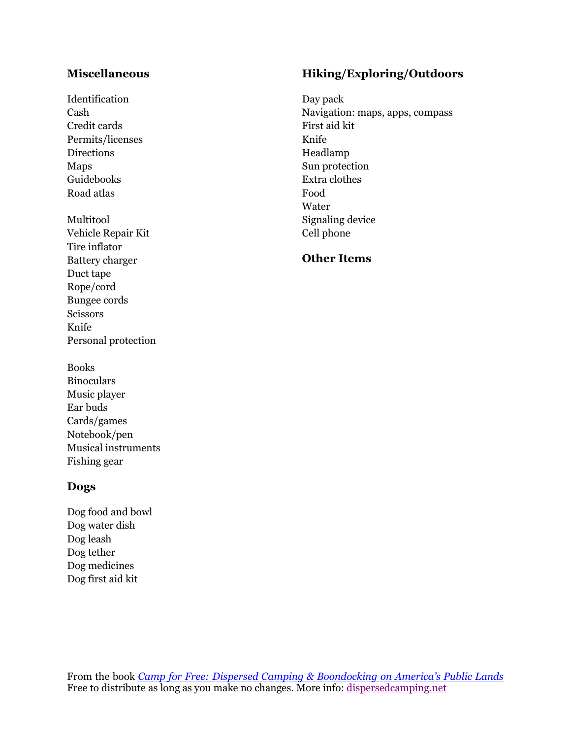## Miscellaneous

Identification
Cash
Credit cards
Permits/licenses
Directions
Maps
Guidebooks
Road atlas

Multitool
Vehicle Repair Kit
Tire inflator
Battery charger
Duct tape
Rope/cord
Bungee cords
Scissors
Knife
Personal protection

Books
Binoculars
Music player
Ear buds
Cards/games
Notebook/pen
Musical instruments
Fishing gear

## Dogs

Dog food and bowl
Dog water dish
Dog leash
Dog tether
Dog medicines
Dog first aid kit

## Hiking/Exploring/Outdoors

Day pack
Navigation: maps, apps, compass
First aid kit
Knife
Headlamp
Sun protection
Extra clothes
Food
Water
Signaling device
Cell phone

## Other Items

From the book *Camp for Free: Dispersed Camping & Boondocking on America's Public Lands*
Free to distribute as long as you make no changes. More info: dispersedcamping.net